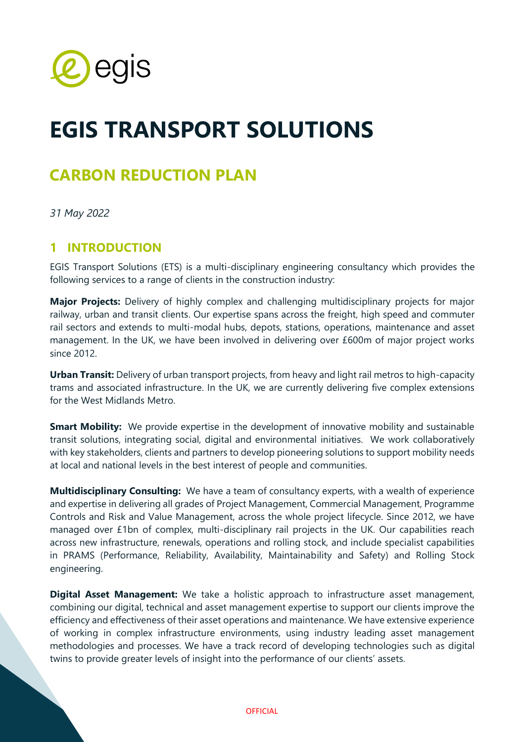egis

# EGIS TRANSPORT SOLUTIONS

## CARBON REDUCTION PLAN

*31 May 2022*

## 1 INTRODUCTION

EGIS Transport Solutions (ETS) is a multi-disciplinary engineering consultancy which provides the following services to a range of clients in the construction industry:

**Major Projects:** Delivery of highly complex and challenging multidisciplinary projects for major railway, urban and transit clients. Our expertise spans across the freight, high speed and commuter rail sectors and extends to multi-modal hubs, depots, stations, operations, maintenance and asset management. In the UK, we have been involved in delivering over £600m of major project works since 2012.

**Urban Transit:** Delivery of urban transport projects, from heavy and light rail metros to high-capacity trams and associated infrastructure. In the UK, we are currently delivering five complex extensions for the West Midlands Metro.

**Smart Mobility:** We provide expertise in the development of innovative mobility and sustainable transit solutions, integrating social, digital and environmental initiatives. We work collaboratively with key stakeholders, clients and partners to develop pioneering solutions to support mobility needs at local and national levels in the best interest of people and communities.

**Multidisciplinary Consulting:** We have a team of consultancy experts, with a wealth of experience and expertise in delivering all grades of Project Management, Commercial Management, Programme Controls and Risk and Value Management, across the whole project lifecycle. Since 2012, we have managed over £1bn of complex, multi-disciplinary rail projects in the UK. Our capabilities reach across new infrastructure, renewals, operations and rolling stock, and include specialist capabilities in PRAMS (Performance, Reliability, Availability, Maintainability and Safety) and Rolling Stock engineering.

**Digital Asset Management:** We take a holistic approach to infrastructure asset management, combining our digital, technical and asset management expertise to support our clients improve the efficiency and effectiveness of their asset operations and maintenance. We have extensive experience of working in complex infrastructure environments, using industry leading asset management methodologies and processes. We have a track record of developing technologies such as digital twins to provide greater levels of insight into the performance of our clients' assets.

OFFICIAL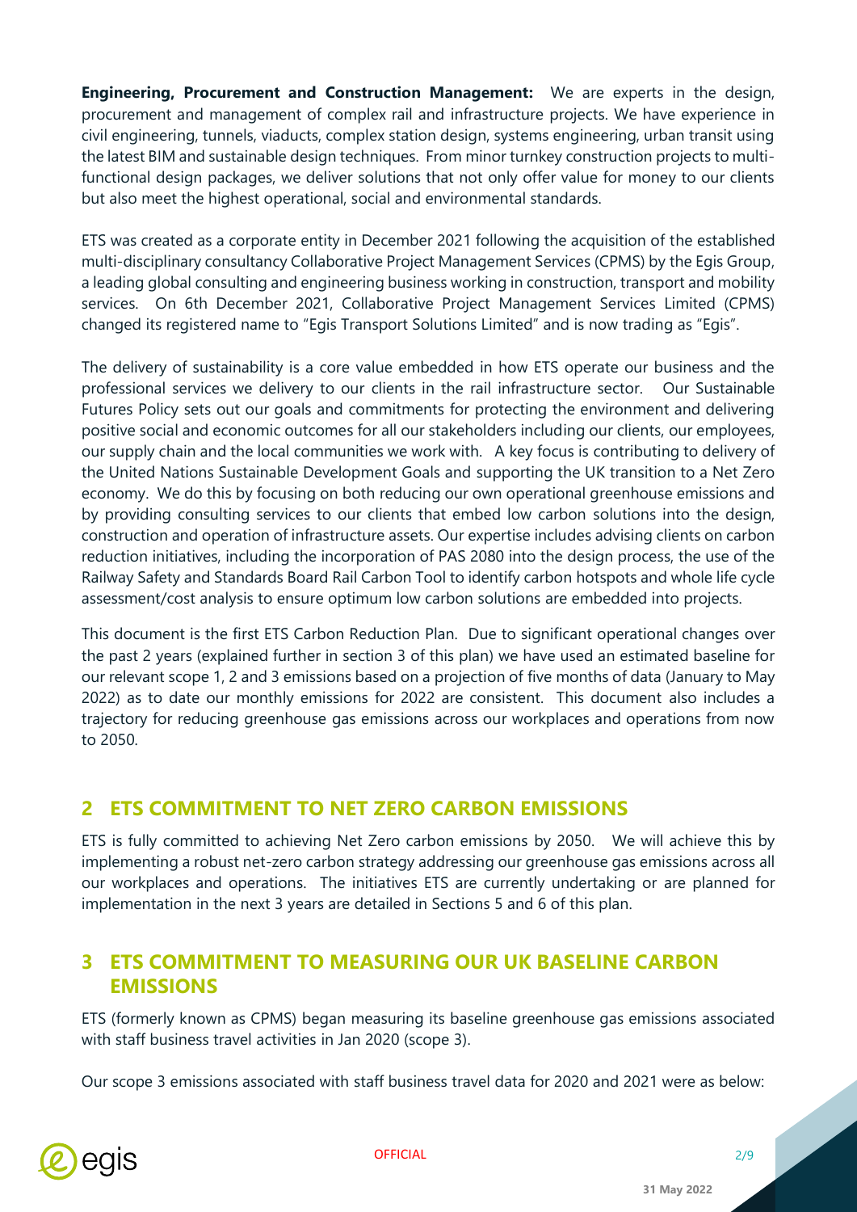**Engineering, Procurement and Construction Management:** We are experts in the design, procurement and management of complex rail and infrastructure projects. We have experience in civil engineering, tunnels, viaducts, complex station design, systems engineering, urban transit using the latest BIM and sustainable design techniques. From minor turnkey construction projects to multi-functional design packages, we deliver solutions that not only offer value for money to our clients but also meet the highest operational, social and environmental standards.

ETS was created as a corporate entity in December 2021 following the acquisition of the established multi-disciplinary consultancy Collaborative Project Management Services (CPMS) by the Egis Group, a leading global consulting and engineering business working in construction, transport and mobility services. On 6th December 2021, Collaborative Project Management Services Limited (CPMS) changed its registered name to "Egis Transport Solutions Limited" and is now trading as "Egis".

The delivery of sustainability is a core value embedded in how ETS operate our business and the professional services we delivery to our clients in the rail infrastructure sector. Our Sustainable Futures Policy sets out our goals and commitments for protecting the environment and delivering positive social and economic outcomes for all our stakeholders including our clients, our employees, our supply chain and the local communities we work with. A key focus is contributing to delivery of the United Nations Sustainable Development Goals and supporting the UK transition to a Net Zero economy. We do this by focusing on both reducing our own operational greenhouse emissions and by providing consulting services to our clients that embed low carbon solutions into the design, construction and operation of infrastructure assets. Our expertise includes advising clients on carbon reduction initiatives, including the incorporation of PAS 2080 into the design process, the use of the Railway Safety and Standards Board Rail Carbon Tool to identify carbon hotspots and whole life cycle assessment/cost analysis to ensure optimum low carbon solutions are embedded into projects.

This document is the first ETS Carbon Reduction Plan. Due to significant operational changes over the past 2 years (explained further in section 3 of this plan) we have used an estimated baseline for our relevant scope 1, 2 and 3 emissions based on a projection of five months of data (January to May 2022) as to date our monthly emissions for 2022 are consistent. This document also includes a trajectory for reducing greenhouse gas emissions across our workplaces and operations from now to 2050.

## 2 ETS COMMITMENT TO NET ZERO CARBON EMISSIONS

ETS is fully committed to achieving Net Zero carbon emissions by 2050. We will achieve this by implementing a robust net-zero carbon strategy addressing our greenhouse gas emissions across all our workplaces and operations. The initiatives ETS are currently undertaking or are planned for implementation in the next 3 years are detailed in Sections 5 and 6 of this plan.

## 3 ETS COMMITMENT TO MEASURING OUR UK BASELINE CARBON EMISSIONS

ETS (formerly known as CPMS) began measuring its baseline greenhouse gas emissions associated with staff business travel activities in Jan 2020 (scope 3).

Our scope 3 emissions associated with staff business travel data for 2020 and 2021 were as below: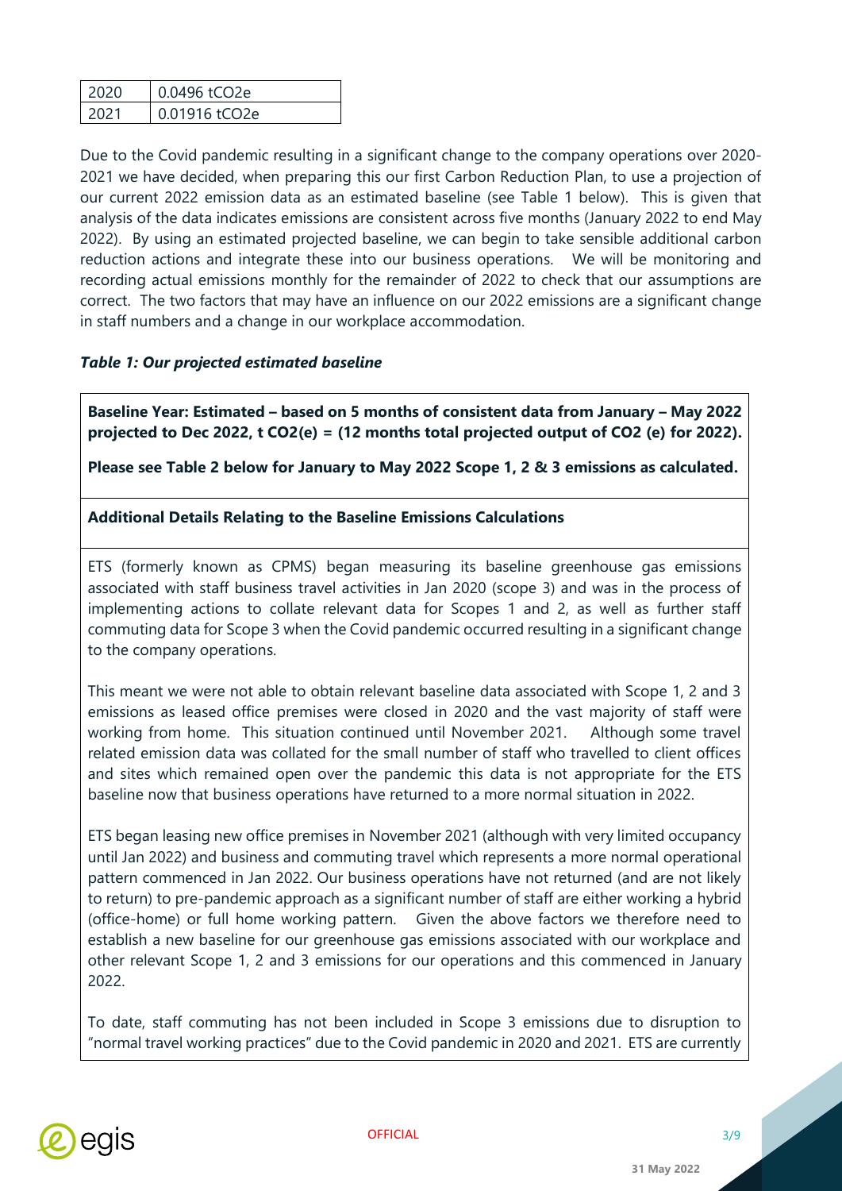| 2020 | 0.0496 $tCO_2e$ |
| --- | --- |
| 2021 | 0.01916 $tCO_2e$ |

Due to the Covid pandemic resulting in a significant change to the company operations over 2020-2021 we have decided, when preparing this our first Carbon Reduction Plan, to use a projection of our current 2022 emission data as an estimated baseline (see Table 1 below). This is given that analysis of the data indicates emissions are consistent across five months (January 2022 to end May 2022). By using an estimated projected baseline, we can begin to take sensible additional carbon reduction actions and integrate these into our business operations. We will be monitoring and recording actual emissions monthly for the remainder of 2022 to check that our assumptions are correct. The two factors that may have an influence on our 2022 emissions are a significant change in staff numbers and a change in our workplace accommodation.

***Table 1: Our projected estimated baseline***

| **Baseline Year: Estimated – based on 5 months of consistent data from January – May 2022 projected to Dec 2022, t $CO_2(e)$ = (12 months total projected output of $CO_2$ (e) for 2022).**<br><br>**Please see Table 2 below for January to May 2022 Scope 1, 2 & 3 emissions as calculated.** |
| --- |
| **Additional Details Relating to the Baseline Emissions Calculations** |
| ETS (formerly known as CPMS) began measuring its baseline greenhouse gas emissions associated with staff business travel activities in Jan 2020 (scope 3) and was in the process of implementing actions to collate relevant data for Scopes 1 and 2, as well as further staff commuting data for Scope 3 when the Covid pandemic occurred resulting in a significant change to the company operations.<br><br>This meant we were not able to obtain relevant baseline data associated with Scope 1, 2 and 3 emissions as leased office premises were closed in 2020 and the vast majority of staff were working from home. This situation continued until November 2021. Although some travel related emission data was collated for the small number of staff who travelled to client offices and sites which remained open over the pandemic this data is not appropriate for the ETS baseline now that business operations have returned to a more normal situation in 2022.<br><br>ETS began leasing new office premises in November 2021 (although with very limited occupancy until Jan 2022) and business and commuting travel which represents a more normal operational pattern commenced in Jan 2022. Our business operations have not returned (and are not likely to return) to pre-pandemic approach as a significant number of staff are either working a hybrid (office-home) or full home working pattern. Given the above factors we therefore need to establish a new baseline for our greenhouse gas emissions associated with our workplace and other relevant Scope 1, 2 and 3 emissions for our operations and this commenced in January 2022.<br><br>To date, staff commuting has not been included in Scope 3 emissions due to disruption to "normal travel working practices" due to the Covid pandemic in 2020 and 2021. ETS are currently |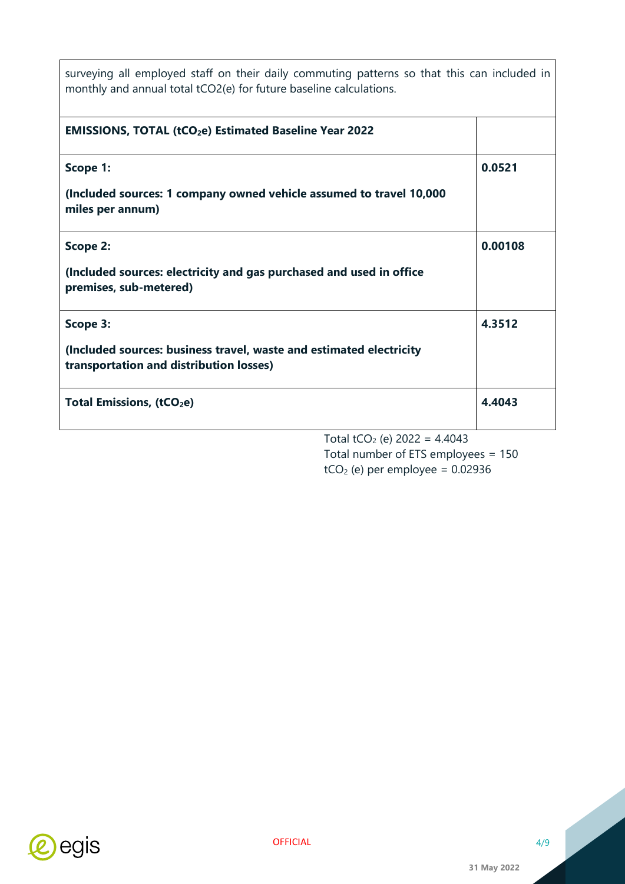surveying all employed staff on their daily commuting patterns so that this can included in monthly and annual total tCO2(e) for future baseline calculations.

| **EMISSIONS, TOTAL ($tCO_2e$) Estimated Baseline Year 2022** | |
|---|---|
| **Scope 1:**<br><br>**(Included sources: 1 company owned vehicle assumed to travel 10,000 miles per annum)** | **0.0521** |
| **Scope 2:**<br><br>**(Included sources: electricity and gas purchased and used in office premises, sub-metered)** | **0.00108** |
| **Scope 3:**<br><br>**(Included sources: business travel, waste and estimated electricity transportation and distribution losses)** | **4.3512** |
| **Total Emissions, ($tCO_2e$)** | **4.4043** |

Total $tCO_2$ (e) 2022 = 4.4043
Total number of ETS employees = 150
$tCO_2$ (e) per employee = 0.02936

OFFICIAL

31 May 2022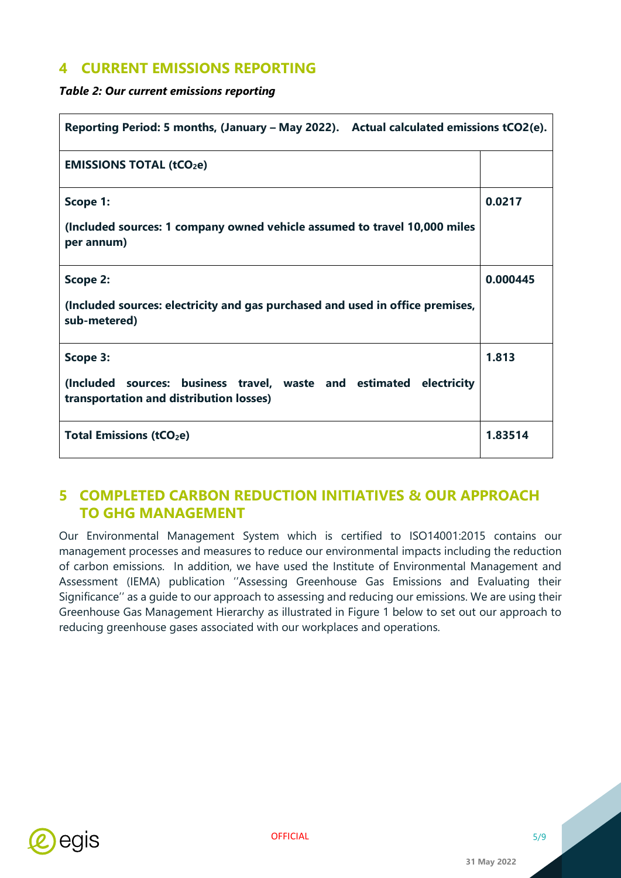## 4 CURRENT EMISSIONS REPORTING

***Table 2: Our current emissions reporting***

| **Reporting Period: 5 months, (January – May 2022). Actual calculated emissions tCO2(e).** | |
|---|---|
| **EMISSIONS TOTAL (t$CO_2$e)** | |
| **Scope 1:**<br><br>**(Included sources: 1 company owned vehicle assumed to travel 10,000 miles per annum)** | **0.0217** |
| **Scope 2:**<br><br>**(Included sources: electricity and gas purchased and used in office premises, sub-metered)** | **0.000445** |
| **Scope 3:**<br><br>**(Included sources: business travel, waste and estimated electricity transportation and distribution losses)** | **1.813** |
| **Total Emissions (t$CO_2$e)** | **1.83514** |

## 5 COMPLETED CARBON REDUCTION INITIATIVES & OUR APPROACH TO GHG MANAGEMENT

Our Environmental Management System which is certified to ISO14001:2015 contains our management processes and measures to reduce our environmental impacts including the reduction of carbon emissions. In addition, we have used the Institute of Environmental Management and Assessment (IEMA) publication ''Assessing Greenhouse Gas Emissions and Evaluating their Significance'' as a guide to our approach to assessing and reducing our emissions. We are using their Greenhouse Gas Management Hierarchy as illustrated in Figure 1 below to set out our approach to reducing greenhouse gases associated with our workplaces and operations.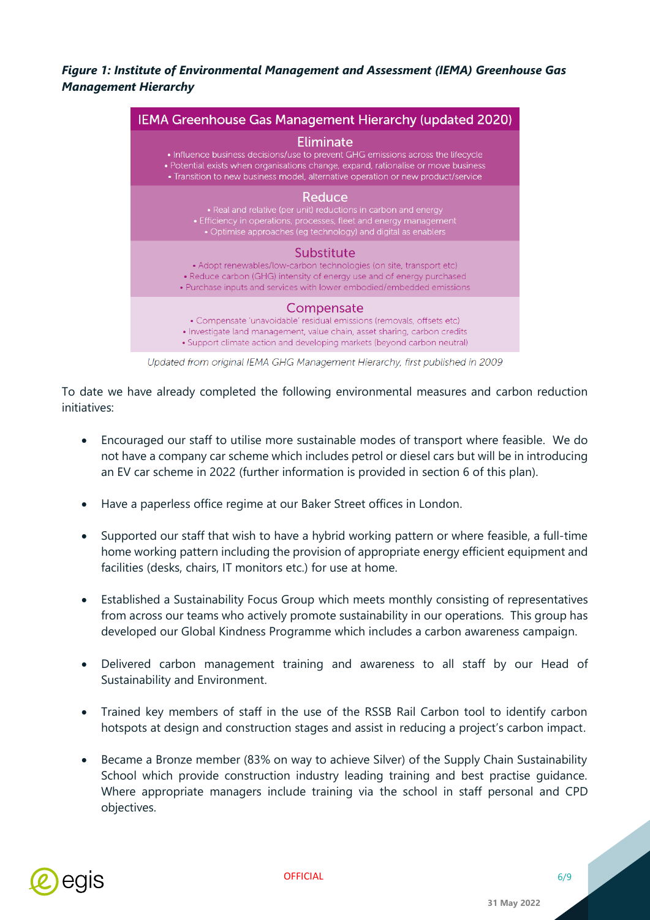***Figure 1: Institute of Environmental Management and Assessment (IEMA) Greenhouse Gas Management Hierarchy***

**IEMA Greenhouse Gas Management Hierarchy (updated 2020)**

**Eliminate**

- Influence business decisions/use to prevent GHG emissions across the lifecycle
- Potential exists when organisations change, expand, rationalise or move business
- Transition to new business model, alternative operation or new product/service

**Reduce**

- Real and relative (per unit) reductions in carbon and energy
- Efficiency in operations, processes, fleet and energy management
- Optimise approaches (eg technology) and digital as enablers

**Substitute**

- Adopt renewables/low-carbon technologies (on site, transport etc)
- Reduce carbon (GHG) intensity of energy use and of energy purchased
- Purchase inputs and services with lower embodied/embedded emissions

**Compensate**

- Compensate 'unavoidable' residual emissions (removals, offsets etc)
- Investigate land management, value chain, asset sharing, carbon credits
- Support climate action and developing markets (beyond carbon neutral)

*Updated from original IEMA GHG Management Hierarchy, first published in 2009*

To date we have already completed the following environmental measures and carbon reduction initiatives:

- Encouraged our staff to utilise more sustainable modes of transport where feasible. We do not have a company car scheme which includes petrol or diesel cars but will be in introducing an EV car scheme in 2022 (further information is provided in section 6 of this plan).
- Have a paperless office regime at our Baker Street offices in London.
- Supported our staff that wish to have a hybrid working pattern or where feasible, a full-time home working pattern including the provision of appropriate energy efficient equipment and facilities (desks, chairs, IT monitors etc.) for use at home.
- Established a Sustainability Focus Group which meets monthly consisting of representatives from across our teams who actively promote sustainability in our operations. This group has developed our Global Kindness Programme which includes a carbon awareness campaign.
- Delivered carbon management training and awareness to all staff by our Head of Sustainability and Environment.
- Trained key members of staff in the use of the RSSB Rail Carbon tool to identify carbon hotspots at design and construction stages and assist in reducing a project's carbon impact.
- Became a Bronze member (83% on way to achieve Silver) of the Supply Chain Sustainability School which provide construction industry leading training and best practise guidance. Where appropriate managers include training via the school in staff personal and CPD objectives.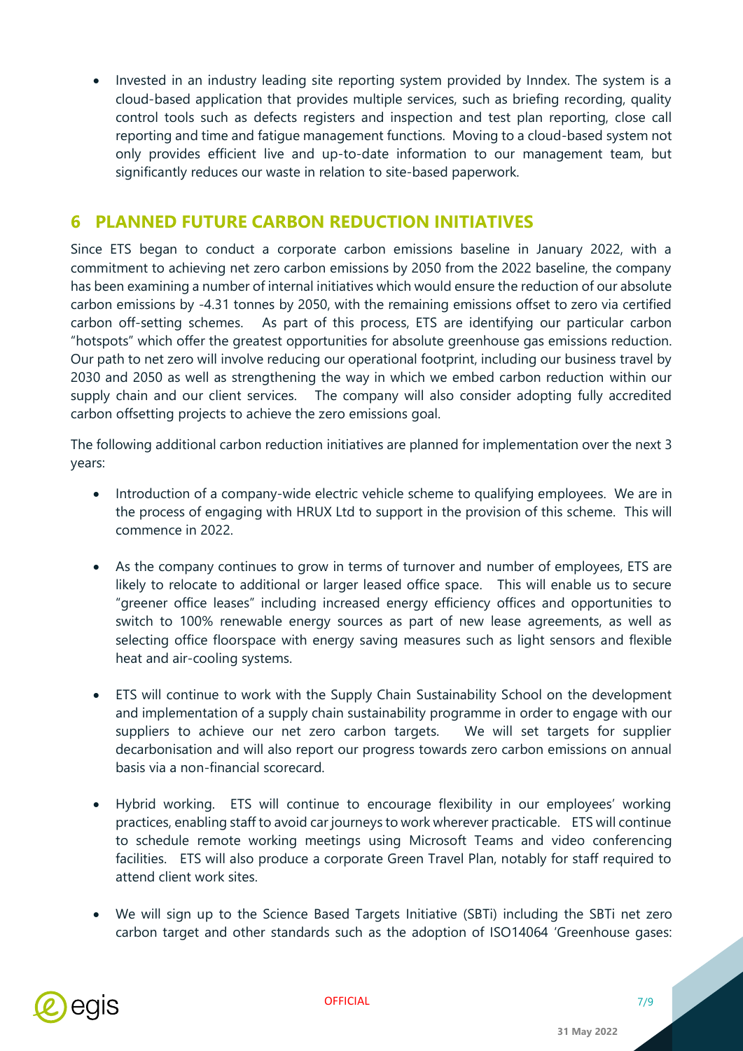- Invested in an industry leading site reporting system provided by Inndex. The system is a cloud-based application that provides multiple services, such as briefing recording, quality control tools such as defects registers and inspection and test plan reporting, close call reporting and time and fatigue management functions. Moving to a cloud-based system not only provides efficient live and up-to-date information to our management team, but significantly reduces our waste in relation to site-based paperwork.

## 6 PLANNED FUTURE CARBON REDUCTION INITIATIVES

Since ETS began to conduct a corporate carbon emissions baseline in January 2022, with a commitment to achieving net zero carbon emissions by 2050 from the 2022 baseline, the company has been examining a number of internal initiatives which would ensure the reduction of our absolute carbon emissions by -4.31 tonnes by 2050, with the remaining emissions offset to zero via certified carbon off-setting schemes. As part of this process, ETS are identifying our particular carbon "hotspots" which offer the greatest opportunities for absolute greenhouse gas emissions reduction. Our path to net zero will involve reducing our operational footprint, including our business travel by 2030 and 2050 as well as strengthening the way in which we embed carbon reduction within our supply chain and our client services. The company will also consider adopting fully accredited carbon offsetting projects to achieve the zero emissions goal.

The following additional carbon reduction initiatives are planned for implementation over the next 3 years:

- Introduction of a company-wide electric vehicle scheme to qualifying employees. We are in the process of engaging with HRUX Ltd to support in the provision of this scheme. This will commence in 2022.

- As the company continues to grow in terms of turnover and number of employees, ETS are likely to relocate to additional or larger leased office space. This will enable us to secure "greener office leases" including increased energy efficiency offices and opportunities to switch to 100% renewable energy sources as part of new lease agreements, as well as selecting office floorspace with energy saving measures such as light sensors and flexible heat and air-cooling systems.

- ETS will continue to work with the Supply Chain Sustainability School on the development and implementation of a supply chain sustainability programme in order to engage with our suppliers to achieve our net zero carbon targets. We will set targets for supplier decarbonisation and will also report our progress towards zero carbon emissions on annual basis via a non-financial scorecard.

- Hybrid working. ETS will continue to encourage flexibility in our employees' working practices, enabling staff to avoid car journeys to work wherever practicable. ETS will continue to schedule remote working meetings using Microsoft Teams and video conferencing facilities. ETS will also produce a corporate Green Travel Plan, notably for staff required to attend client work sites.

- We will sign up to the Science Based Targets Initiative (SBTi) including the SBTi net zero carbon target and other standards such as the adoption of ISO14064 'Greenhouse gases: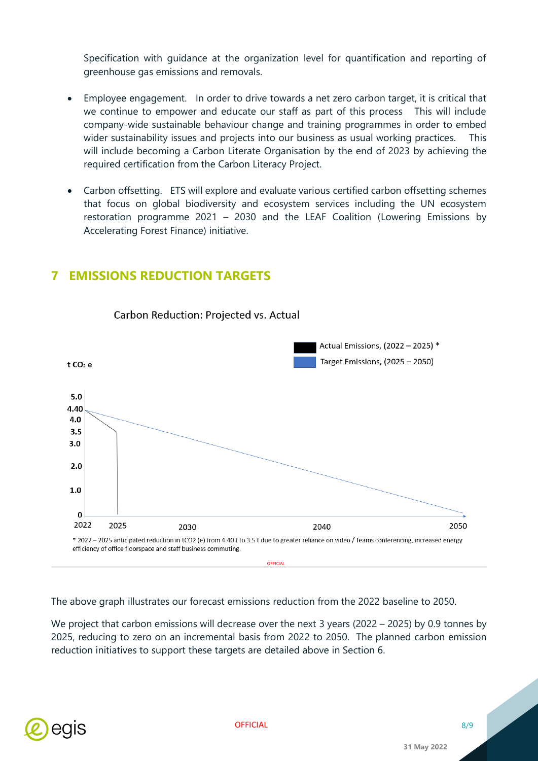Specification with guidance at the organization level for quantification and reporting of greenhouse gas emissions and removals.

- Employee engagement. In order to drive towards a net zero carbon target, it is critical that we continue to empower and educate our staff as part of this process This will include company-wide sustainable behaviour change and training programmes in order to embed wider sustainability issues and projects into our business as usual working practices. This will include becoming a Carbon Literate Organisation by the end of 2023 by achieving the required certification from the Carbon Literacy Project.

- Carbon offsetting. ETS will explore and evaluate various certified carbon offsetting schemes that focus on global biodiversity and ecosystem services including the UN ecosystem restoration programme 2021 – 2030 and the LEAF Coalition (Lowering Emissions by Accelerating Forest Finance) initiative.

# 7 EMISSIONS REDUCTION TARGETS

Carbon Reduction: Projected vs. Actual

t $CO_2$ e

Actual Emissions, (2022 – 2025) *

Target Emissions, (2025 – 2050)

* 2022 – 2025 anticipated reduction in $tCO_2$ (e) from 4.40 t to 3.5 t due to greater reliance on video / Teams conferencing, increased energy efficiency of office floorspace and staff business commuting.

The above graph illustrates our forecast emissions reduction from the 2022 baseline to 2050.

We project that carbon emissions will decrease over the next 3 years (2022 – 2025) by 0.9 tonnes by 2025, reducing to zero on an incremental basis from 2022 to 2050. The planned carbon emission reduction initiatives to support these targets are detailed above in Section 6.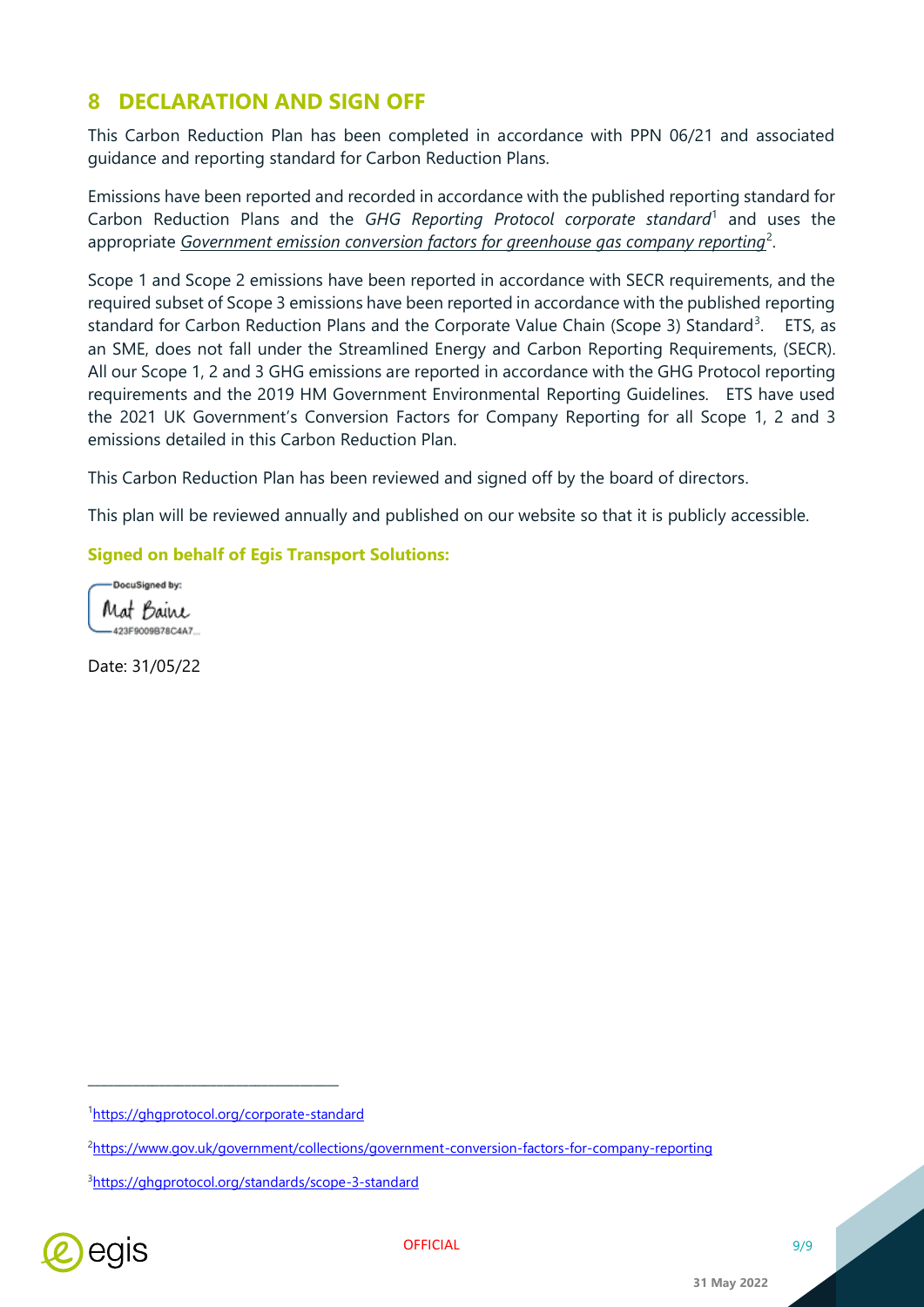## 8 DECLARATION AND SIGN OFF

This Carbon Reduction Plan has been completed in accordance with PPN 06/21 and associated guidance and reporting standard for Carbon Reduction Plans.

Emissions have been reported and recorded in accordance with the published reporting standard for Carbon Reduction Plans and the *GHG Reporting Protocol corporate standard*[1] and uses the appropriate *Government emission conversion factors for greenhouse gas company reporting*[2].

Scope 1 and Scope 2 emissions have been reported in accordance with SECR requirements, and the required subset of Scope 3 emissions have been reported in accordance with the published reporting standard for Carbon Reduction Plans and the Corporate Value Chain (Scope 3) Standard[3]. ETS, as an SME, does not fall under the Streamlined Energy and Carbon Reporting Requirements, (SECR). All our Scope 1, 2 and 3 GHG emissions are reported in accordance with the GHG Protocol reporting requirements and the 2019 HM Government Environmental Reporting Guidelines. ETS have used the 2021 UK Government's Conversion Factors for Company Reporting for all Scope 1, 2 and 3 emissions detailed in this Carbon Reduction Plan.

This Carbon Reduction Plan has been reviewed and signed off by the board of directors.

This plan will be reviewed annually and published on our website so that it is publicly accessible.

**Signed on behalf of Egis Transport Solutions:**

DocuSigned by:
Mat Baine
423F9009B78C4A7...

Date: 31/05/22

---

[1] https://ghgprotocol.org/corporate-standard

[2] https://www.gov.uk/government/collections/government-conversion-factors-for-company-reporting

[3] https://ghgprotocol.org/standards/scope-3-standard